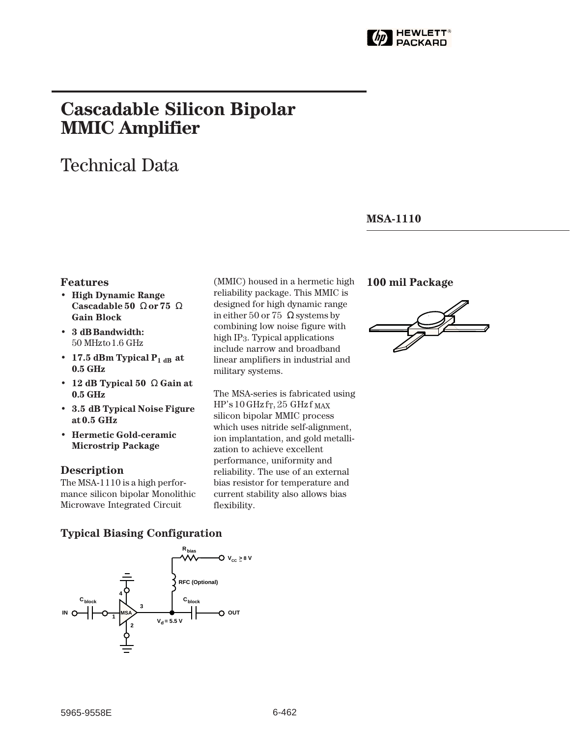# Cascadable Silicon Bipolar MMIC Amplifier

## Technical Data

**MSA-1110**

### Features

- **High Dynamic Range Cascadable 50 Ω or 75 Ω Gain Block**
- **3 dB Bandwidth:** 50 MHz to 1.6 GHz
- **17.5 dBm Typical $P_{1\,dB}$ at 0.5 GHz**
- **12 dB Typical 50 Ω Gain at 0.5 GHz**
- **3.5 dB Typical Noise Figure at 0.5 GHz**
- **Hermetic Gold-ceramic Microstrip Package**

### Description

The MSA-1110 is a high performance silicon bipolar Monolithic Microwave Integrated Circuit (MMIC) housed in a hermetic high reliability package. This MMIC is designed for high dynamic range in either 50 or 75 Ω systems by combining low noise figure with high $IP_3$. Typical applications include narrow and broadband linear amplifiers in industrial and military systems.

The MSA-series is fabricated using HP's 10 GHz $f_T$, 25 GHz $f_{MAX}$ silicon bipolar MMIC process which uses nitride self-alignment, ion implantation, and gold metallization to achieve excellent performance, uniformity and reliability. The use of an external bias resistor for temperature and current stability also allows bias flexibility.

### 100 mil Package

### Typical Biasing Configuration

$R_{bias}$, $V_{CC} \geq 8$ V, RFC (Optional), $C_{block}$, IN, MSA, 1, 2, 3, 4, $V_d = 5.5$ V, $C_{block}$, OUT

5965-9558E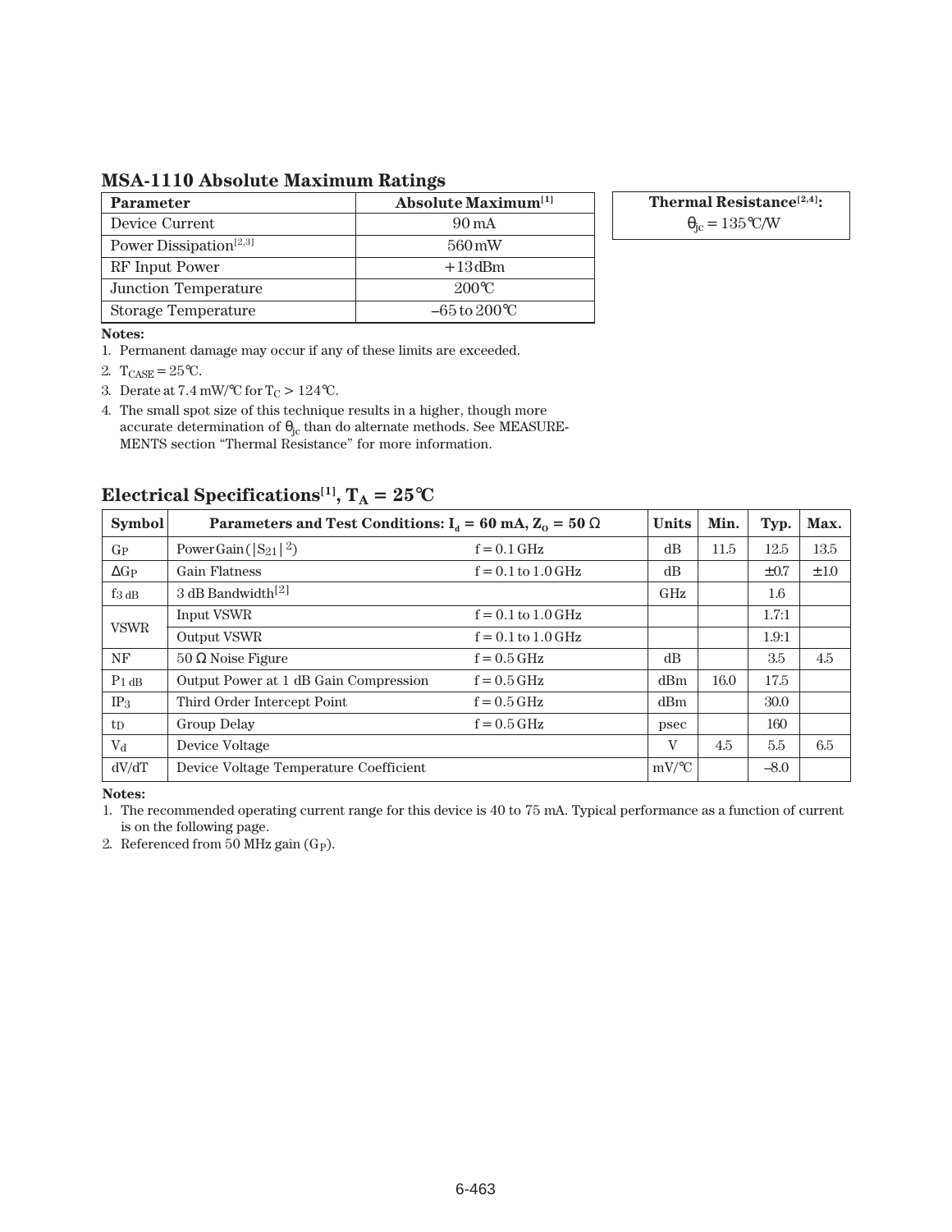## MSA-1110 Absolute Maximum Ratings

| Parameter | Absolute Maximum[1] |
|---|---|
| Device Current | 90 mA |
| Power Dissipation[2,3] | 560 mW |
| RF Input Power | +13 dBm |
| Junction Temperature | 200°C |
| Storage Temperature | –65 to 200°C |

| Thermal Resistance[2,4]: |
|---|
| $\theta_{jc}$ = 135°C/W |

**Notes:**

1. Permanent damage may occur if any of these limits are exceeded.
2. $T_{CASE}$ = 25°C.
3. Derate at 7.4 mW/°C for $T_C$ > 124°C.
4. The small spot size of this technique results in a higher, though more accurate determination of $\theta_{jc}$ than do alternate methods. See MEASUREMENTS section "Thermal Resistance" for more information.

## Electrical Specifications[1], $T_A$ = 25°C

| Symbol | Parameters and Test Conditions: $I_d$ = 60 mA, $Z_O$ = 50 Ω | | Units | Min. | Typ. | Max. |
|---|---|---|---|---|---|---|
| $G_P$ | Power Gain ($\|S_{21}\|^2$) | f = 0.1 GHz | dB | 11.5 | 12.5 | 13.5 |
| $\Delta G_P$ | Gain Flatness | f = 0.1 to 1.0 GHz | dB | | ±0.7 | ±1.0 |
| $f_{3\,dB}$ | 3 dB Bandwidth[2] | | GHz | | 1.6 | |
| VSWR | Input VSWR | f = 0.1 to 1.0 GHz | | | 1.7:1 | |
| | Output VSWR | f = 0.1 to 1.0 GHz | | | 1.9:1 | |
| NF | 50 Ω Noise Figure | f = 0.5 GHz | dB | | 3.5 | 4.5 |
| $P_{1\,dB}$ | Output Power at 1 dB Gain Compression | f = 0.5 GHz | dBm | 16.0 | 17.5 | |
| $IP_3$ | Third Order Intercept Point | f = 0.5 GHz | dBm | | 30.0 | |
| $t_D$ | Group Delay | f = 0.5 GHz | psec | | 160 | |
| $V_d$ | Device Voltage | | V | 4.5 | 5.5 | 6.5 |
| dV/dT | Device Voltage Temperature Coefficient | | mV/°C | | –8.0 | |

**Notes:**

1. The recommended operating current range for this device is 40 to 75 mA. Typical performance as a function of current is on the following page.
2. Referenced from 50 MHz gain ($G_P$).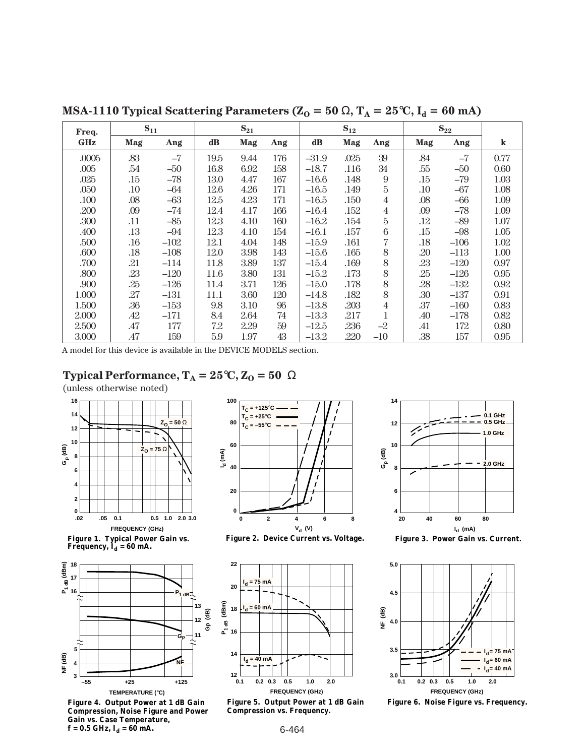## MSA-1110 Typical Scattering Parameters ($Z_O$ = 50 Ω, $T_A$ = 25°C, $I_d$ = 60 mA)

| Freq. | $S_{11}$ | | $S_{21}$ | | | $S_{12}$ | | | $S_{22}$ | | |
|---|---|---|---|---|---|---|---|---|---|---|---|
| GHz | Mag | Ang | dB | Mag | Ang | dB | Mag | Ang | Mag | Ang | k |
| .0005 | .83 | –7 | 19.5 | 9.44 | 176 | –31.9 | .025 | 39 | .84 | –7 | 0.77 |
| .005 | .54 | –50 | 16.8 | 6.92 | 158 | –18.7 | .116 | 34 | .55 | –50 | 0.60 |
| .025 | .15 | –78 | 13.0 | 4.47 | 167 | –16.6 | .148 | 9 | .15 | –79 | 1.03 |
| .050 | .10 | –64 | 12.6 | 4.26 | 171 | –16.5 | .149 | 5 | .10 | –67 | 1.08 |
| .100 | .08 | –63 | 12.5 | 4.23 | 171 | –16.5 | .150 | 4 | .08 | –66 | 1.09 |
| .200 | .09 | –74 | 12.4 | 4.17 | 166 | –16.4 | .152 | 4 | .09 | –78 | 1.09 |
| .300 | .11 | –85 | 12.3 | 4.10 | 160 | –16.2 | .154 | 5 | .12 | –89 | 1.07 |
| .400 | .13 | –94 | 12.3 | 4.10 | 154 | –16.1 | .157 | 6 | .15 | –98 | 1.05 |
| .500 | .16 | –102 | 12.1 | 4.04 | 148 | –15.9 | .161 | 7 | .18 | –106 | 1.02 |
| .600 | .18 | –108 | 12.0 | 3.98 | 143 | –15.6 | .165 | 8 | .20 | –113 | 1.00 |
| .700 | .21 | –114 | 11.8 | 3.89 | 137 | –15.4 | .169 | 8 | .23 | –120 | 0.97 |
| .800 | .23 | –120 | 11.6 | 3.80 | 131 | –15.2 | .173 | 8 | .25 | –126 | 0.95 |
| .900 | .25 | –126 | 11.4 | 3.71 | 126 | –15.0 | .178 | 8 | .28 | –132 | 0.92 |
| 1.000 | .27 | –131 | 11.1 | 3.60 | 120 | –14.8 | .182 | 8 | .30 | –137 | 0.91 |
| 1.500 | .36 | –153 | 9.8 | 3.10 | 96 | –13.8 | .203 | 4 | .37 | –160 | 0.83 |
| 2.000 | .42 | –171 | 8.4 | 2.64 | 74 | –13.3 | .217 | 1 | .40 | –178 | 0.82 |
| 2.500 | .47 | 177 | 7.2 | 2.29 | 59 | –12.5 | .236 | –2 | .41 | 172 | 0.80 |
| 3.000 | .47 | 159 | 5.9 | 1.97 | 43 | –13.2 | .220 | –10 | .38 | 157 | 0.95 |

A model for this device is available in the DEVICE MODELS section.

## Typical Performance, $T_A$ = 25°C, $Z_O$ = 50 Ω

(unless otherwise noted)

**Figure 1. Typical Power Gain vs. Frequency, $I_d$ = 60 mA.**

**Figure 2. Device Current vs. Voltage.**

**Figure 3. Power Gain vs. Current.**

**Figure 4. Output Power at 1 dB Gain Compression, Noise Figure and Power Gain vs. Case Temperature, f = 0.5 GHz, $I_d$ = 60 mA.**

**Figure 5. Output Power at 1 dB Gain Compression vs. Frequency.**

**Figure 6. Noise Figure vs. Frequency.**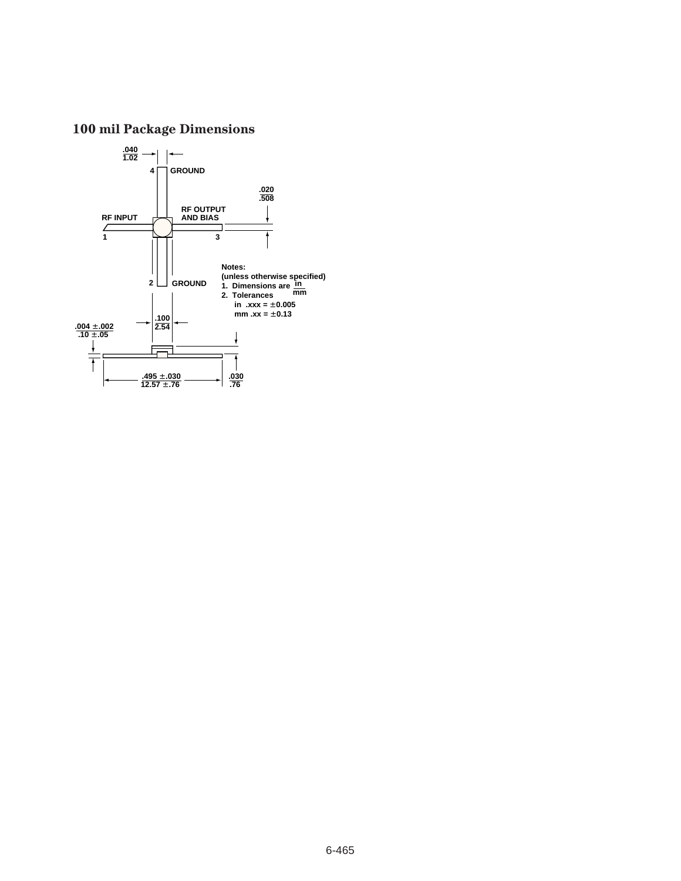## 100 mil Package Dimensions

.040
1.02

4 GROUND

.020
.508

RF INPUT

RF OUTPUT
AND BIAS

1

3

Notes:
(unless otherwise specified)
1. Dimensions are in/mm
2. Tolerances
in .xxx = ±0.005
mm .xx = ±0.13

2 GROUND

.100
2.54

.004 ±.002
.10 ±.05

.495 ±.030
12.57 ±.76

.030
.76